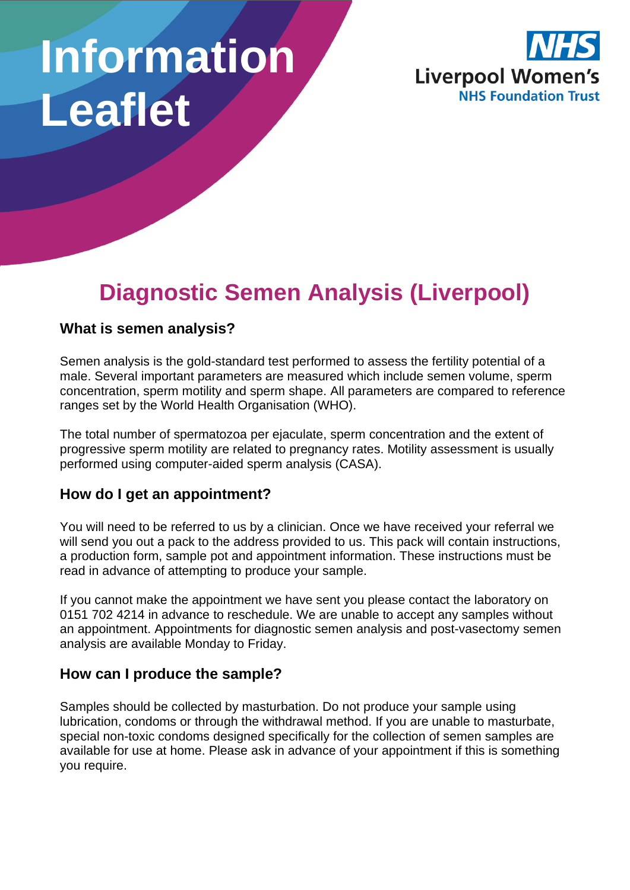# Information Leaflet

NHS
Liverpool Women's
NHS Foundation Trust

## Diagnostic Semen Analysis (Liverpool)

### What is semen analysis?

Semen analysis is the gold-standard test performed to assess the fertility potential of a male. Several important parameters are measured which include semen volume, sperm concentration, sperm motility and sperm shape. All parameters are compared to reference ranges set by the World Health Organisation (WHO).

The total number of spermatozoa per ejaculate, sperm concentration and the extent of progressive sperm motility are related to pregnancy rates. Motility assessment is usually performed using computer-aided sperm analysis (CASA).

### How do I get an appointment?

You will need to be referred to us by a clinician. Once we have received your referral we will send you out a pack to the address provided to us. This pack will contain instructions, a production form, sample pot and appointment information. These instructions must be read in advance of attempting to produce your sample.

If you cannot make the appointment we have sent you please contact the laboratory on 0151 702 4214 in advance to reschedule. We are unable to accept any samples without an appointment. Appointments for diagnostic semen analysis and post-vasectomy semen analysis are available Monday to Friday.

### How can I produce the sample?

Samples should be collected by masturbation. Do not produce your sample using lubrication, condoms or through the withdrawal method. If you are unable to masturbate, special non-toxic condoms designed specifically for the collection of semen samples are available for use at home. Please ask in advance of your appointment if this is something you require.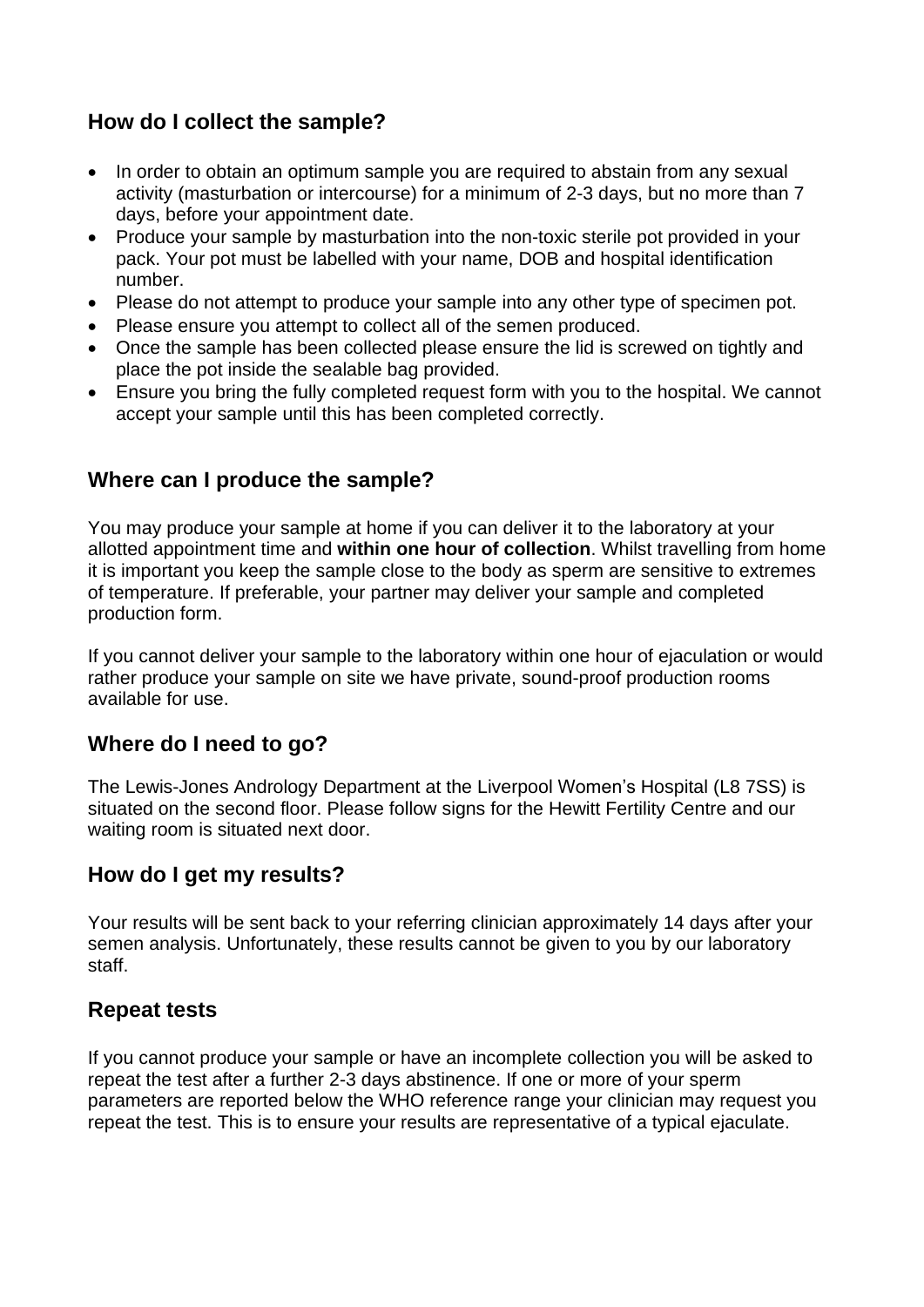## How do I collect the sample?

- In order to obtain an optimum sample you are required to abstain from any sexual activity (masturbation or intercourse) for a minimum of 2-3 days, but no more than 7 days, before your appointment date.
- Produce your sample by masturbation into the non-toxic sterile pot provided in your pack. Your pot must be labelled with your name, DOB and hospital identification number.
- Please do not attempt to produce your sample into any other type of specimen pot.
- Please ensure you attempt to collect all of the semen produced.
- Once the sample has been collected please ensure the lid is screwed on tightly and place the pot inside the sealable bag provided.
- Ensure you bring the fully completed request form with you to the hospital. We cannot accept your sample until this has been completed correctly.

## Where can I produce the sample?

You may produce your sample at home if you can deliver it to the laboratory at your allotted appointment time and **within one hour of collection**. Whilst travelling from home it is important you keep the sample close to the body as sperm are sensitive to extremes of temperature. If preferable, your partner may deliver your sample and completed production form.

If you cannot deliver your sample to the laboratory within one hour of ejaculation or would rather produce your sample on site we have private, sound-proof production rooms available for use.

## Where do I need to go?

The Lewis-Jones Andrology Department at the Liverpool Women's Hospital (L8 7SS) is situated on the second floor. Please follow signs for the Hewitt Fertility Centre and our waiting room is situated next door.

## How do I get my results?

Your results will be sent back to your referring clinician approximately 14 days after your semen analysis. Unfortunately, these results cannot be given to you by our laboratory staff.

## Repeat tests

If you cannot produce your sample or have an incomplete collection you will be asked to repeat the test after a further 2-3 days abstinence. If one or more of your sperm parameters are reported below the WHO reference range your clinician may request you repeat the test. This is to ensure your results are representative of a typical ejaculate.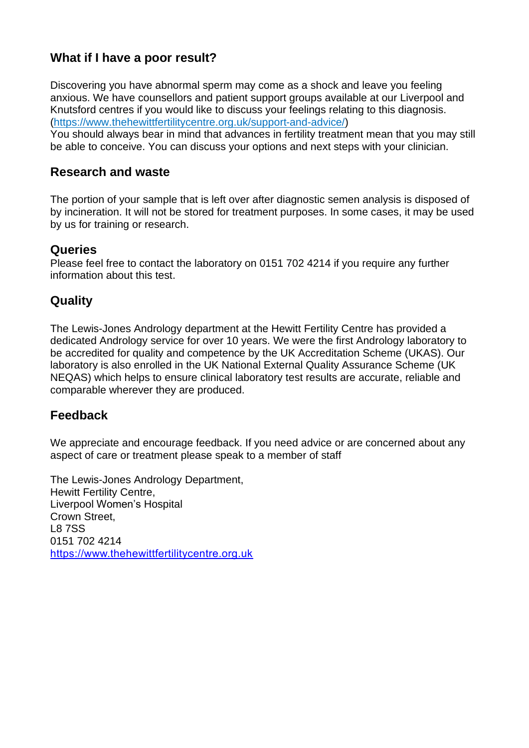## What if I have a poor result?

Discovering you have abnormal sperm may come as a shock and leave you feeling anxious. We have counsellors and patient support groups available at our Liverpool and Knutsford centres if you would like to discuss your feelings relating to this diagnosis. (https://www.thehewittfertilitycentre.org.uk/support-and-advice/)
You should always bear in mind that advances in fertility treatment mean that you may still be able to conceive. You can discuss your options and next steps with your clinician.

## Research and waste

The portion of your sample that is left over after diagnostic semen analysis is disposed of by incineration. It will not be stored for treatment purposes. In some cases, it may be used by us for training or research.

## Queries

Please feel free to contact the laboratory on 0151 702 4214 if you require any further information about this test.

## Quality

The Lewis-Jones Andrology department at the Hewitt Fertility Centre has provided a dedicated Andrology service for over 10 years. We were the first Andrology laboratory to be accredited for quality and competence by the UK Accreditation Scheme (UKAS). Our laboratory is also enrolled in the UK National External Quality Assurance Scheme (UK NEQAS) which helps to ensure clinical laboratory test results are accurate, reliable and comparable wherever they are produced.

## Feedback

We appreciate and encourage feedback. If you need advice or are concerned about any aspect of care or treatment please speak to a member of staff

The Lewis-Jones Andrology Department,
Hewitt Fertility Centre,
Liverpool Women's Hospital
Crown Street,
L8 7SS
0151 702 4214
https://www.thehewittfertilitycentre.org.uk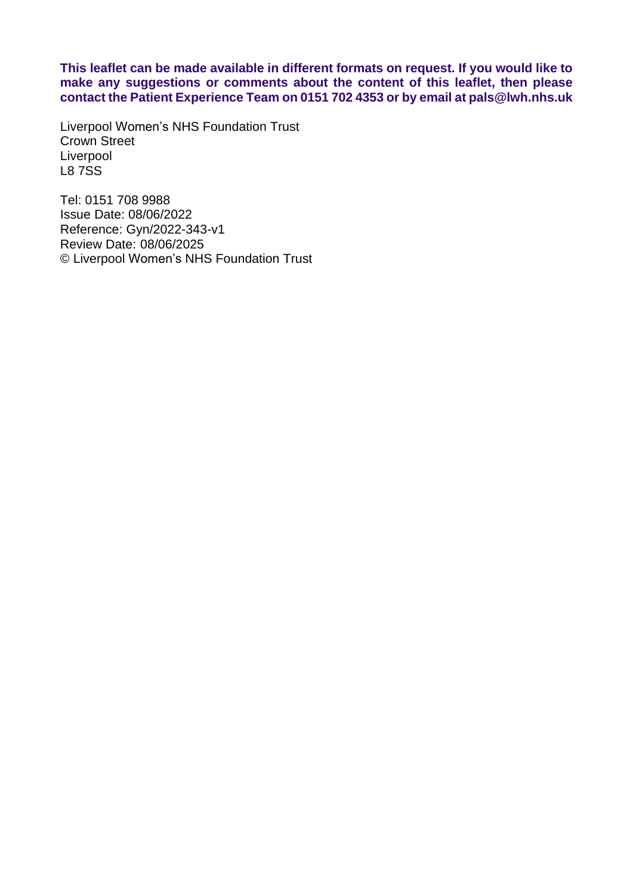**This leaflet can be made available in different formats on request. If you would like to make any suggestions or comments about the content of this leaflet, then please contact the Patient Experience Team on 0151 702 4353 or by email at pals@lwh.nhs.uk**

Liverpool Women's NHS Foundation Trust
Crown Street
Liverpool
L8 7SS

Tel: 0151 708 9988
Issue Date: 08/06/2022
Reference: Gyn/2022-343-v1
Review Date: 08/06/2025
© Liverpool Women's NHS Foundation Trust